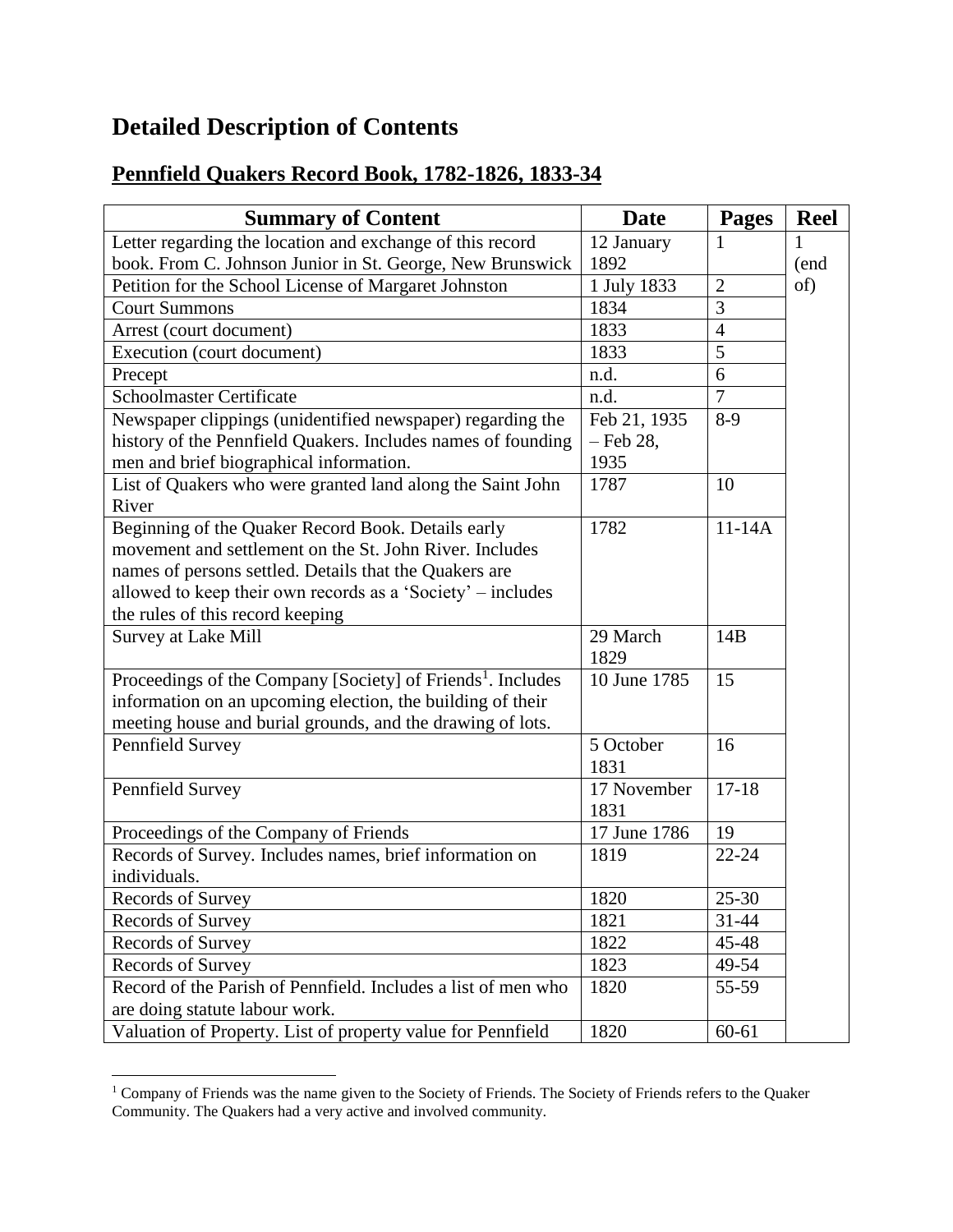# Detailed Description of Contents

## Pennfield Quakers Record Book, 1782-1826, 1833-34

| Summary of Content | Date | Pages | Reel |
|---|---|---|---|
| Letter regarding the location and exchange of this record book. From C. Johnson Junior in St. George, New Brunswick | 12 January 1892 | 1 | 1 (end of) |
| Petition for the School License of Margaret Johnston | 1 July 1833 | 2 | |
| Court Summons | 1834 | 3 | |
| Arrest (court document) | 1833 | 4 | |
| Execution (court document) | 1833 | 5 | |
| Precept | n.d. | 6 | |
| Schoolmaster Certificate | n.d. | 7 | |
| Newspaper clippings (unidentified newspaper) regarding the history of the Pennfield Quakers. Includes names of founding men and brief biographical information. | Feb 21, 1935 – Feb 28, 1935 | 8-9 | |
| List of Quakers who were granted land along the Saint John River | 1787 | 10 | |
| Beginning of the Quaker Record Book. Details early movement and settlement on the St. John River. Includes names of persons settled. Details that the Quakers are allowed to keep their own records as a 'Society' – includes the rules of this record keeping | 1782 | 11-14A | |
| Survey at Lake Mill | 29 March 1829 | 14B | |
| Proceedings of the Company [Society] of Friends[1]. Includes information on an upcoming election, the building of their meeting house and burial grounds, and the drawing of lots. | 10 June 1785 | 15 | |
| Pennfield Survey | 5 October 1831 | 16 | |
| Pennfield Survey | 17 November 1831 | 17-18 | |
| Proceedings of the Company of Friends | 17 June 1786 | 19 | |
| Records of Survey. Includes names, brief information on individuals. | 1819 | 22-24 | |
| Records of Survey | 1820 | 25-30 | |
| Records of Survey | 1821 | 31-44 | |
| Records of Survey | 1822 | 45-48 | |
| Records of Survey | 1823 | 49-54 | |
| Record of the Parish of Pennfield. Includes a list of men who are doing statute labour work. | 1820 | 55-59 | |
| Valuation of Property. List of property value for Pennfield | 1820 | 60-61 | |

[1] Company of Friends was the name given to the Society of Friends. The Society of Friends refers to the Quaker Community. The Quakers had a very active and involved community.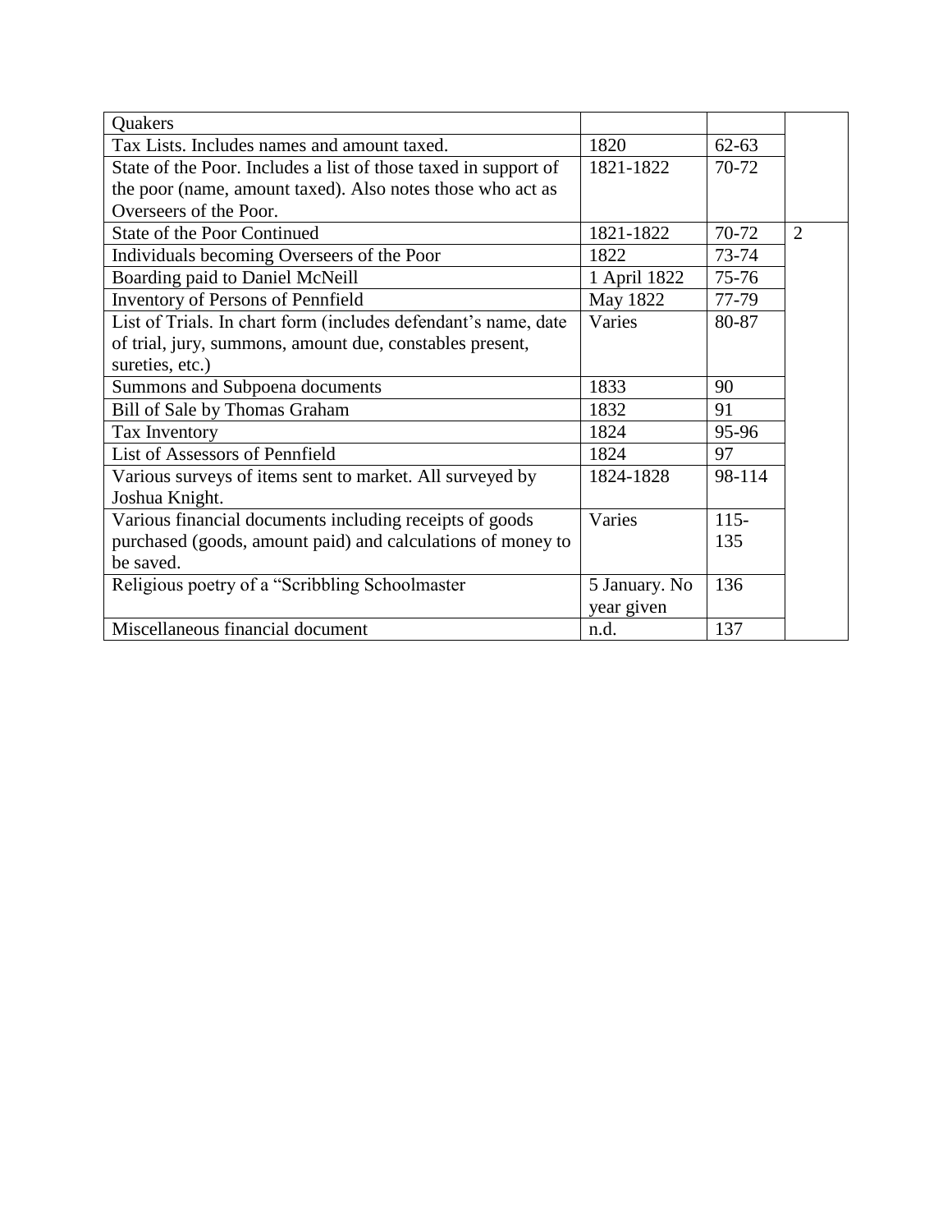| | | | |
|---|---|---|---|
| Quakers | | | |
| Tax Lists. Includes names and amount taxed. | 1820 | 62-63 | |
| State of the Poor. Includes a list of those taxed in support of the poor (name, amount taxed). Also notes those who act as Overseers of the Poor. | 1821-1822 | 70-72 | |
| State of the Poor Continued | 1821-1822 | 70-72 | 2 |
| Individuals becoming Overseers of the Poor | 1822 | 73-74 | |
| Boarding paid to Daniel McNeill | 1 April 1822 | 75-76 | |
| Inventory of Persons of Pennfield | May 1822 | 77-79 | |
| List of Trials. In chart form (includes defendant's name, date of trial, jury, summons, amount due, constables present, sureties, etc.) | Varies | 80-87 | |
| Summons and Subpoena documents | 1833 | 90 | |
| Bill of Sale by Thomas Graham | 1832 | 91 | |
| Tax Inventory | 1824 | 95-96 | |
| List of Assessors of Pennfield | 1824 | 97 | |
| Various surveys of items sent to market. All surveyed by Joshua Knight. | 1824-1828 | 98-114 | |
| Various financial documents including receipts of goods purchased (goods, amount paid) and calculations of money to be saved. | Varies | 115-135 | |
| Religious poetry of a "Scribbling Schoolmaster | 5 January. No year given | 136 | |
| Miscellaneous financial document | n.d. | 137 | |